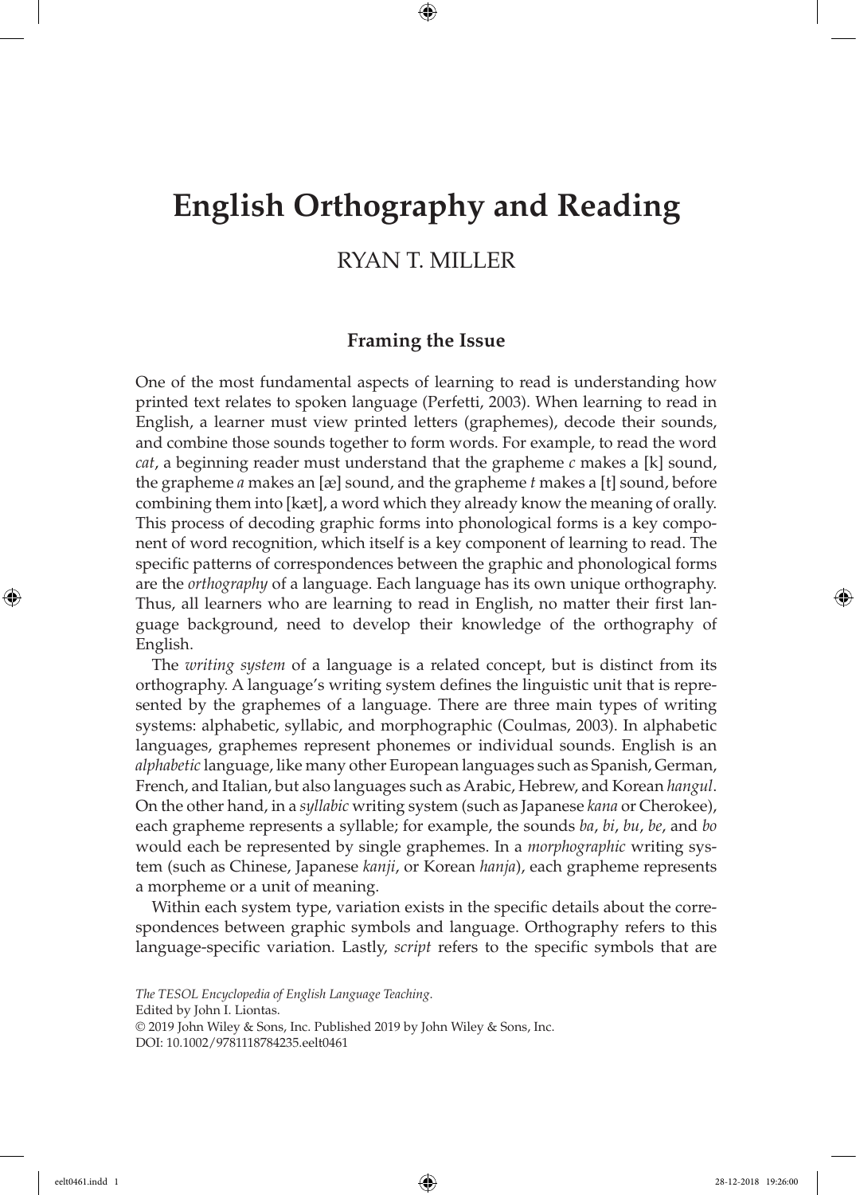# English Orthography and Reading

RYAN T. MILLER

## Framing the Issue

One of the most fundamental aspects of learning to read is understanding how printed text relates to spoken language (Perfetti, 2003). When learning to read in English, a learner must view printed letters (graphemes), decode their sounds, and combine those sounds together to form words. For example, to read the word *cat*, a beginning reader must understand that the grapheme *c* makes a [k] sound, the grapheme *a* makes an [æ] sound, and the grapheme *t* makes a [t] sound, before combining them into [kæt], a word which they already know the meaning of orally. This process of decoding graphic forms into phonological forms is a key component of word recognition, which itself is a key component of learning to read. The specific patterns of correspondences between the graphic and phonological forms are the *orthography* of a language. Each language has its own unique orthography. Thus, all learners who are learning to read in English, no matter their first language background, need to develop their knowledge of the orthography of English.

The *writing system* of a language is a related concept, but is distinct from its orthography. A language's writing system defines the linguistic unit that is represented by the graphemes of a language. There are three main types of writing systems: alphabetic, syllabic, and morphographic (Coulmas, 2003). In alphabetic languages, graphemes represent phonemes or individual sounds. English is an *alphabetic* language, like many other European languages such as Spanish, German, French, and Italian, but also languages such as Arabic, Hebrew, and Korean *hangul*. On the other hand, in a *syllabic* writing system (such as Japanese *kana* or Cherokee), each grapheme represents a syllable; for example, the sounds *ba*, *bi*, *bu*, *be*, and *bo* would each be represented by single graphemes. In a *morphographic* writing system (such as Chinese, Japanese *kanji*, or Korean *hanja*), each grapheme represents a morpheme or a unit of meaning.

Within each system type, variation exists in the specific details about the correspondences between graphic symbols and language. Orthography refers to this language-specific variation. Lastly, *script* refers to the specific symbols that are

*The TESOL Encyclopedia of English Language Teaching*.
Edited by John I. Liontas.
© 2019 John Wiley & Sons, Inc. Published 2019 by John Wiley & Sons, Inc.
DOI: 10.1002/9781118784235.eelt0461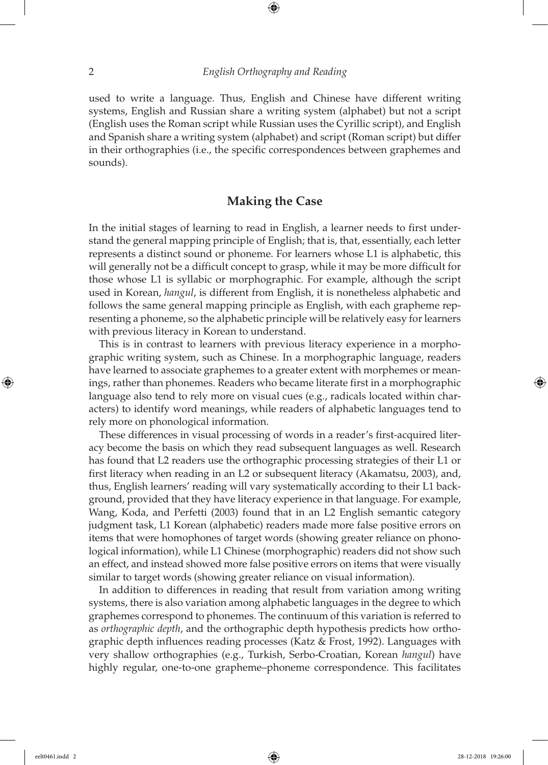used to write a language. Thus, English and Chinese have different writing systems, English and Russian share a writing system (alphabet) but not a script (English uses the Roman script while Russian uses the Cyrillic script), and English and Spanish share a writing system (alphabet) and script (Roman script) but differ in their orthographies (i.e., the specific correspondences between graphemes and sounds).

## Making the Case

In the initial stages of learning to read in English, a learner needs to first understand the general mapping principle of English; that is, that, essentially, each letter represents a distinct sound or phoneme. For learners whose L1 is alphabetic, this will generally not be a difficult concept to grasp, while it may be more difficult for those whose L1 is syllabic or morphographic. For example, although the script used in Korean, *hangul*, is different from English, it is nonetheless alphabetic and follows the same general mapping principle as English, with each grapheme representing a phoneme, so the alphabetic principle will be relatively easy for learners with previous literacy in Korean to understand.

This is in contrast to learners with previous literacy experience in a morphographic writing system, such as Chinese. In a morphographic language, readers have learned to associate graphemes to a greater extent with morphemes or meanings, rather than phonemes. Readers who became literate first in a morphographic language also tend to rely more on visual cues (e.g., radicals located within characters) to identify word meanings, while readers of alphabetic languages tend to rely more on phonological information.

These differences in visual processing of words in a reader's first-acquired literacy become the basis on which they read subsequent languages as well. Research has found that L2 readers use the orthographic processing strategies of their L1 or first literacy when reading in an L2 or subsequent literacy (Akamatsu, 2003), and, thus, English learners' reading will vary systematically according to their L1 background, provided that they have literacy experience in that language. For example, Wang, Koda, and Perfetti (2003) found that in an L2 English semantic category judgment task, L1 Korean (alphabetic) readers made more false positive errors on items that were homophones of target words (showing greater reliance on phonological information), while L1 Chinese (morphographic) readers did not show such an effect, and instead showed more false positive errors on items that were visually similar to target words (showing greater reliance on visual information).

In addition to differences in reading that result from variation among writing systems, there is also variation among alphabetic languages in the degree to which graphemes correspond to phonemes. The continuum of this variation is referred to as *orthographic depth*, and the orthographic depth hypothesis predicts how orthographic depth influences reading processes (Katz & Frost, 1992). Languages with very shallow orthographies (e.g., Turkish, Serbo-Croatian, Korean *hangul*) have highly regular, one-to-one grapheme–phoneme correspondence. This facilitates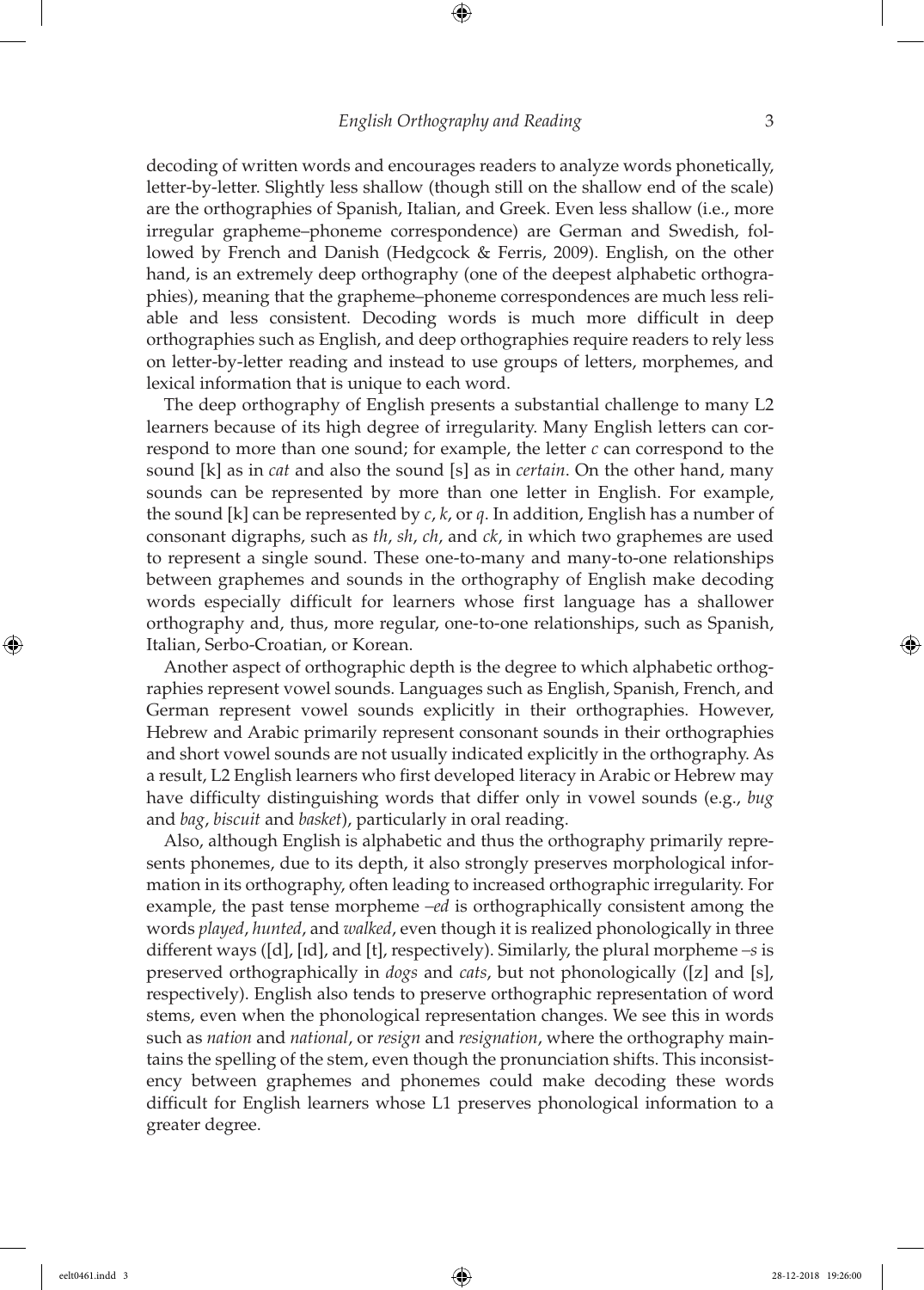decoding of written words and encourages readers to analyze words phonetically, letter-by-letter. Slightly less shallow (though still on the shallow end of the scale) are the orthographies of Spanish, Italian, and Greek. Even less shallow (i.e., more irregular grapheme–phoneme correspondence) are German and Swedish, followed by French and Danish (Hedgcock & Ferris, 2009). English, on the other hand, is an extremely deep orthography (one of the deepest alphabetic orthographies), meaning that the grapheme–phoneme correspondences are much less reliable and less consistent. Decoding words is much more difficult in deep orthographies such as English, and deep orthographies require readers to rely less on letter-by-letter reading and instead to use groups of letters, morphemes, and lexical information that is unique to each word.

The deep orthography of English presents a substantial challenge to many L2 learners because of its high degree of irregularity. Many English letters can correspond to more than one sound; for example, the letter *c* can correspond to the sound [k] as in *cat* and also the sound [s] as in *certain*. On the other hand, many sounds can be represented by more than one letter in English. For example, the sound [k] can be represented by *c*, *k*, or *q*. In addition, English has a number of consonant digraphs, such as *th*, *sh*, *ch*, and *ck*, in which two graphemes are used to represent a single sound. These one-to-many and many-to-one relationships between graphemes and sounds in the orthography of English make decoding words especially difficult for learners whose first language has a shallower orthography and, thus, more regular, one-to-one relationships, such as Spanish, Italian, Serbo-Croatian, or Korean.

Another aspect of orthographic depth is the degree to which alphabetic orthographies represent vowel sounds. Languages such as English, Spanish, French, and German represent vowel sounds explicitly in their orthographies. However, Hebrew and Arabic primarily represent consonant sounds in their orthographies and short vowel sounds are not usually indicated explicitly in the orthography. As a result, L2 English learners who first developed literacy in Arabic or Hebrew may have difficulty distinguishing words that differ only in vowel sounds (e.g., *bug* and *bag*, *biscuit* and *basket*), particularly in oral reading.

Also, although English is alphabetic and thus the orthography primarily represents phonemes, due to its depth, it also strongly preserves morphological information in its orthography, often leading to increased orthographic irregularity. For example, the past tense morpheme *–ed* is orthographically consistent among the words *played*, *hunted*, and *walked*, even though it is realized phonologically in three different ways ([d], [ɪd], and [t], respectively). Similarly, the plural morpheme *–s* is preserved orthographically in *dogs* and *cats*, but not phonologically ([z] and [s], respectively). English also tends to preserve orthographic representation of word stems, even when the phonological representation changes. We see this in words such as *nation* and *national*, or *resign* and *resignation*, where the orthography maintains the spelling of the stem, even though the pronunciation shifts. This inconsistency between graphemes and phonemes could make decoding these words difficult for English learners whose L1 preserves phonological information to a greater degree.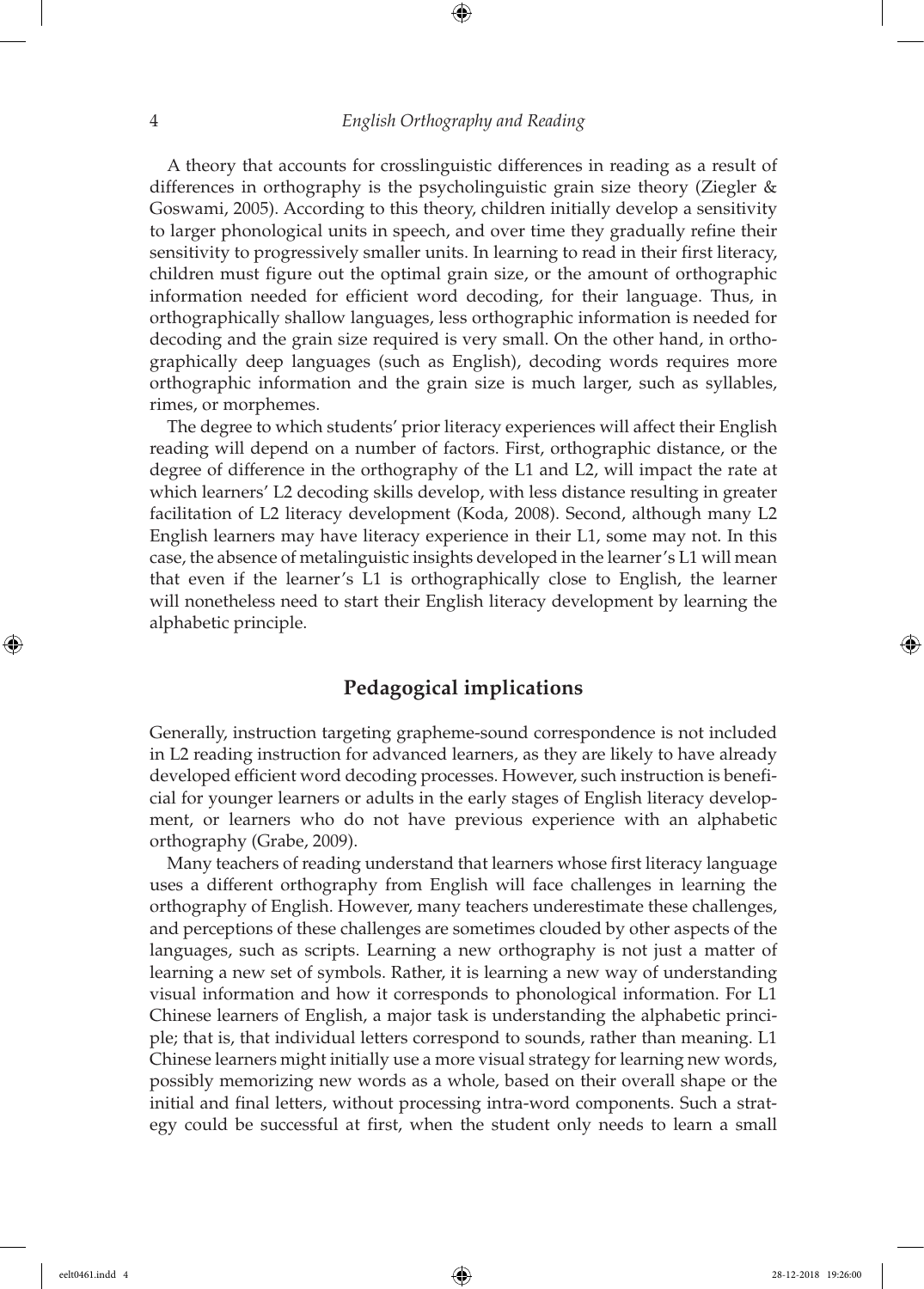A theory that accounts for crosslinguistic differences in reading as a result of differences in orthography is the psycholinguistic grain size theory (Ziegler & Goswami, 2005). According to this theory, children initially develop a sensitivity to larger phonological units in speech, and over time they gradually refine their sensitivity to progressively smaller units. In learning to read in their first literacy, children must figure out the optimal grain size, or the amount of orthographic information needed for efficient word decoding, for their language. Thus, in orthographically shallow languages, less orthographic information is needed for decoding and the grain size required is very small. On the other hand, in orthographically deep languages (such as English), decoding words requires more orthographic information and the grain size is much larger, such as syllables, rimes, or morphemes.

The degree to which students' prior literacy experiences will affect their English reading will depend on a number of factors. First, orthographic distance, or the degree of difference in the orthography of the L1 and L2, will impact the rate at which learners' L2 decoding skills develop, with less distance resulting in greater facilitation of L2 literacy development (Koda, 2008). Second, although many L2 English learners may have literacy experience in their L1, some may not. In this case, the absence of metalinguistic insights developed in the learner's L1 will mean that even if the learner's L1 is orthographically close to English, the learner will nonetheless need to start their English literacy development by learning the alphabetic principle.

## Pedagogical implications

Generally, instruction targeting grapheme-sound correspondence is not included in L2 reading instruction for advanced learners, as they are likely to have already developed efficient word decoding processes. However, such instruction is beneficial for younger learners or adults in the early stages of English literacy development, or learners who do not have previous experience with an alphabetic orthography (Grabe, 2009).

Many teachers of reading understand that learners whose first literacy language uses a different orthography from English will face challenges in learning the orthography of English. However, many teachers underestimate these challenges, and perceptions of these challenges are sometimes clouded by other aspects of the languages, such as scripts. Learning a new orthography is not just a matter of learning a new set of symbols. Rather, it is learning a new way of understanding visual information and how it corresponds to phonological information. For L1 Chinese learners of English, a major task is understanding the alphabetic principle; that is, that individual letters correspond to sounds, rather than meaning. L1 Chinese learners might initially use a more visual strategy for learning new words, possibly memorizing new words as a whole, based on their overall shape or the initial and final letters, without processing intra-word components. Such a strategy could be successful at first, when the student only needs to learn a small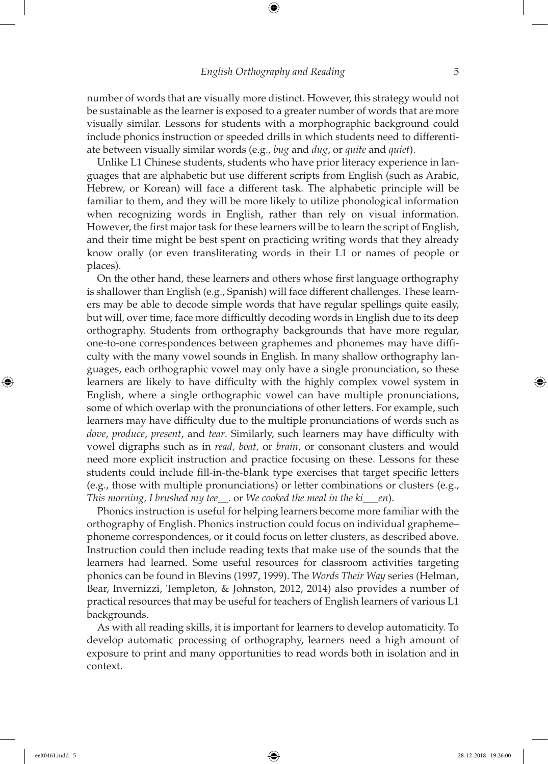number of words that are visually more distinct. However, this strategy would not be sustainable as the learner is exposed to a greater number of words that are more visually similar. Lessons for students with a morphographic background could include phonics instruction or speeded drills in which students need to differentiate between visually similar words (e.g., *bug* and *dug*, or *quite* and *quiet*).

Unlike L1 Chinese students, students who have prior literacy experience in languages that are alphabetic but use different scripts from English (such as Arabic, Hebrew, or Korean) will face a different task. The alphabetic principle will be familiar to them, and they will be more likely to utilize phonological information when recognizing words in English, rather than rely on visual information. However, the first major task for these learners will be to learn the script of English, and their time might be best spent on practicing writing words that they already know orally (or even transliterating words in their L1 or names of people or places).

On the other hand, these learners and others whose first language orthography is shallower than English (e.g., Spanish) will face different challenges. These learners may be able to decode simple words that have regular spellings quite easily, but will, over time, face more difficultly decoding words in English due to its deep orthography. Students from orthography backgrounds that have more regular, one-to-one correspondences between graphemes and phonemes may have difficulty with the many vowel sounds in English. In many shallow orthography languages, each orthographic vowel may only have a single pronunciation, so these learners are likely to have difficulty with the highly complex vowel system in English, where a single orthographic vowel can have multiple pronunciations, some of which overlap with the pronunciations of other letters. For example, such learners may have difficulty due to the multiple pronunciations of words such as *dove*, *produce*, *present*, and *tear*. Similarly, such learners may have difficulty with vowel digraphs such as in *read, boat,* or *brain*, or consonant clusters and would need more explicit instruction and practice focusing on these. Lessons for these students could include fill-in-the-blank type exercises that target specific letters (e.g., those with multiple pronunciations) or letter combinations or clusters (e.g., *This morning, I brushed my tee__.* or *We cooked the meal in the ki___en*).

Phonics instruction is useful for helping learners become more familiar with the orthography of English. Phonics instruction could focus on individual grapheme–phoneme correspondences, or it could focus on letter clusters, as described above. Instruction could then include reading texts that make use of the sounds that the learners had learned. Some useful resources for classroom activities targeting phonics can be found in Blevins (1997, 1999). The *Words Their Way* series (Helman, Bear, Invernizzi, Templeton, & Johnston, 2012, 2014) also provides a number of practical resources that may be useful for teachers of English learners of various L1 backgrounds.

As with all reading skills, it is important for learners to develop automaticity. To develop automatic processing of orthography, learners need a high amount of exposure to print and many opportunities to read words both in isolation and in context.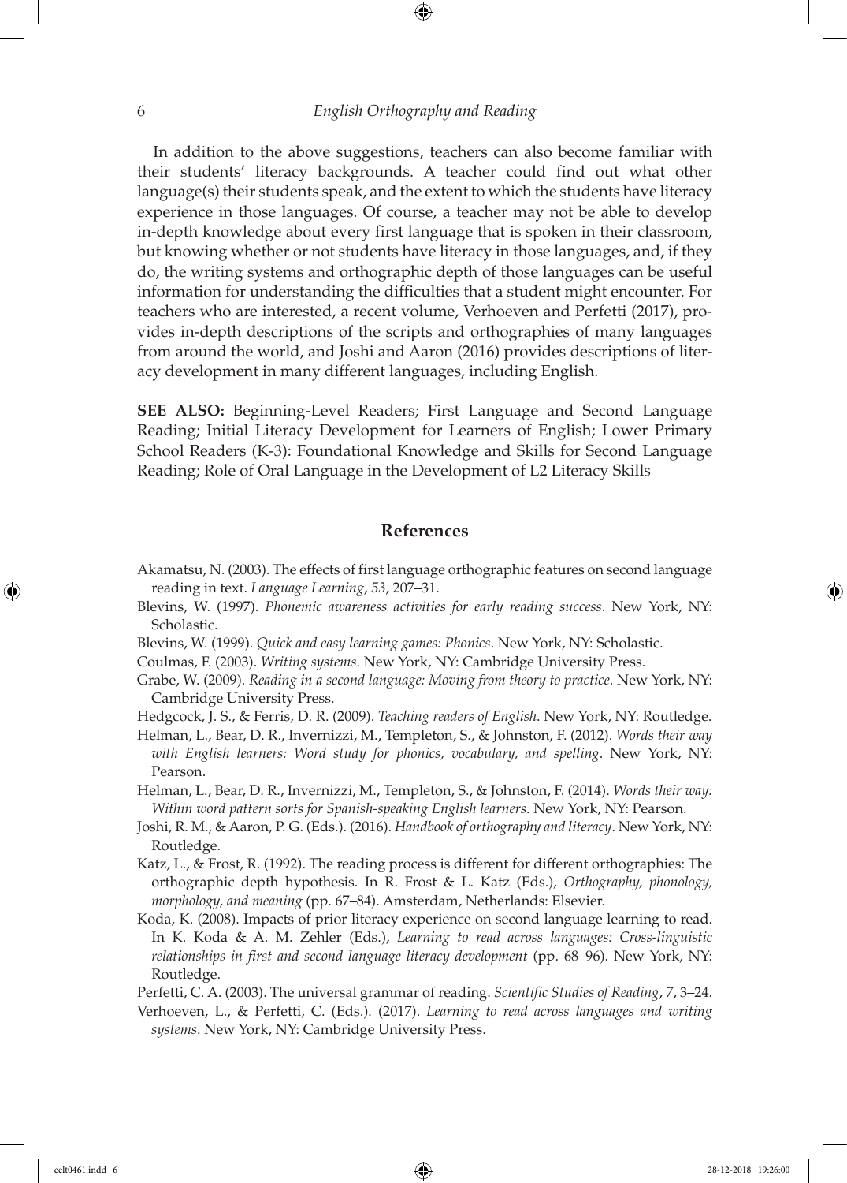In addition to the above suggestions, teachers can also become familiar with their students' literacy backgrounds. A teacher could find out what other language(s) their students speak, and the extent to which the students have literacy experience in those languages. Of course, a teacher may not be able to develop in-depth knowledge about every first language that is spoken in their classroom, but knowing whether or not students have literacy in those languages, and, if they do, the writing systems and orthographic depth of those languages can be useful information for understanding the difficulties that a student might encounter. For teachers who are interested, a recent volume, Verhoeven and Perfetti (2017), provides in-depth descriptions of the scripts and orthographies of many languages from around the world, and Joshi and Aaron (2016) provides descriptions of literacy development in many different languages, including English.

**SEE ALSO:** Beginning-Level Readers; First Language and Second Language Reading; Initial Literacy Development for Learners of English; Lower Primary School Readers (K-3): Foundational Knowledge and Skills for Second Language Reading; Role of Oral Language in the Development of L2 Literacy Skills

## References

Akamatsu, N. (2003). The effects of first language orthographic features on second language reading in text. *Language Learning*, *53*, 207–31.

Blevins, W. (1997). *Phonemic awareness activities for early reading success*. New York, NY: Scholastic.

Blevins, W. (1999). *Quick and easy learning games: Phonics*. New York, NY: Scholastic.

Coulmas, F. (2003). *Writing systems*. New York, NY: Cambridge University Press.

Grabe, W. (2009). *Reading in a second language: Moving from theory to practice*. New York, NY: Cambridge University Press.

Hedgcock, J. S., & Ferris, D. R. (2009). *Teaching readers of English*. New York, NY: Routledge.

Helman, L., Bear, D. R., Invernizzi, M., Templeton, S., & Johnston, F. (2012). *Words their way with English learners: Word study for phonics, vocabulary, and spelling*. New York, NY: Pearson.

Helman, L., Bear, D. R., Invernizzi, M., Templeton, S., & Johnston, F. (2014). *Words their way: Within word pattern sorts for Spanish-speaking English learners*. New York, NY: Pearson.

Joshi, R. M., & Aaron, P. G. (Eds.). (2016). *Handbook of orthography and literacy*. New York, NY: Routledge.

Katz, L., & Frost, R. (1992). The reading process is different for different orthographies: The orthographic depth hypothesis. In R. Frost & L. Katz (Eds.), *Orthography, phonology, morphology, and meaning* (pp. 67–84). Amsterdam, Netherlands: Elsevier.

Koda, K. (2008). Impacts of prior literacy experience on second language learning to read. In K. Koda & A. M. Zehler (Eds.), *Learning to read across languages: Cross-linguistic relationships in first and second language literacy development* (pp. 68–96). New York, NY: Routledge.

Perfetti, C. A. (2003). The universal grammar of reading. *Scientific Studies of Reading*, *7*, 3–24.

Verhoeven, L., & Perfetti, C. (Eds.). (2017). *Learning to read across languages and writing systems*. New York, NY: Cambridge University Press.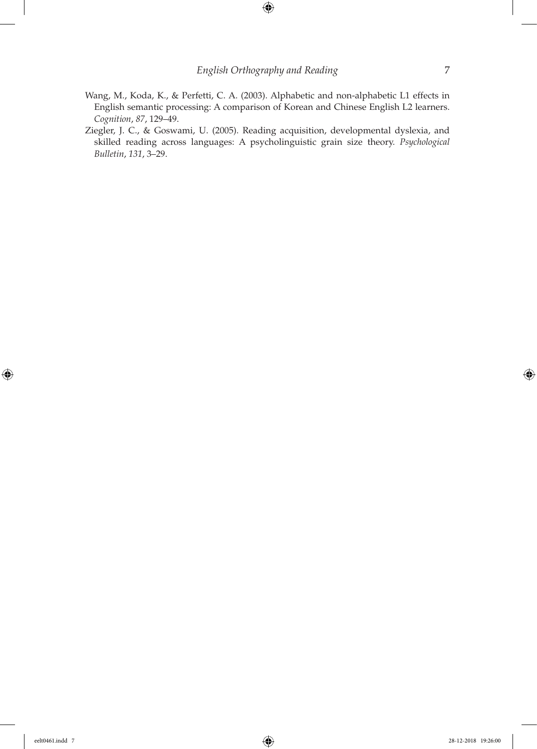Wang, M., Koda, K., & Perfetti, C. A. (2003). Alphabetic and non-alphabetic L1 effects in English semantic processing: A comparison of Korean and Chinese English L2 learners. *Cognition*, *87*, 129–49.

Ziegler, J. C., & Goswami, U. (2005). Reading acquisition, developmental dyslexia, and skilled reading across languages: A psycholinguistic grain size theory. *Psychological Bulletin*, *131*, 3–29.